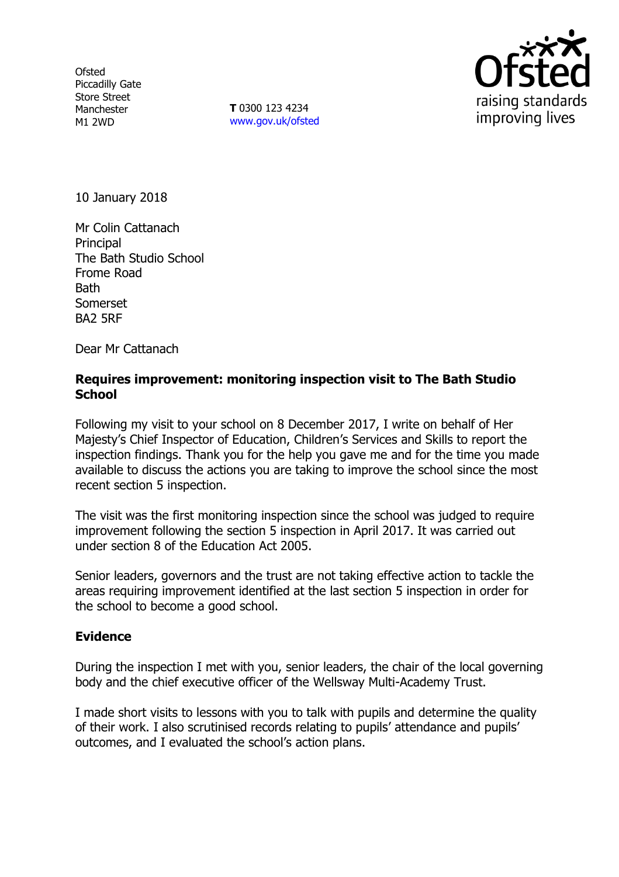Ofsted
Piccadilly Gate
Store Street
Manchester
M1 2WD

**T** 0300 123 4234
www.gov.uk/ofsted

10 January 2018

Mr Colin Cattanach
Principal
The Bath Studio School
Frome Road
Bath
Somerset
BA2 5RF

Dear Mr Cattanach

**Requires improvement: monitoring inspection visit to The Bath Studio School**

Following my visit to your school on 8 December 2017, I write on behalf of Her Majesty's Chief Inspector of Education, Children's Services and Skills to report the inspection findings. Thank you for the help you gave me and for the time you made available to discuss the actions you are taking to improve the school since the most recent section 5 inspection.

The visit was the first monitoring inspection since the school was judged to require improvement following the section 5 inspection in April 2017. It was carried out under section 8 of the Education Act 2005.

Senior leaders, governors and the trust are not taking effective action to tackle the areas requiring improvement identified at the last section 5 inspection in order for the school to become a good school.

## Evidence

During the inspection I met with you, senior leaders, the chair of the local governing body and the chief executive officer of the Wellsway Multi-Academy Trust.

I made short visits to lessons with you to talk with pupils and determine the quality of their work. I also scrutinised records relating to pupils' attendance and pupils' outcomes, and I evaluated the school's action plans.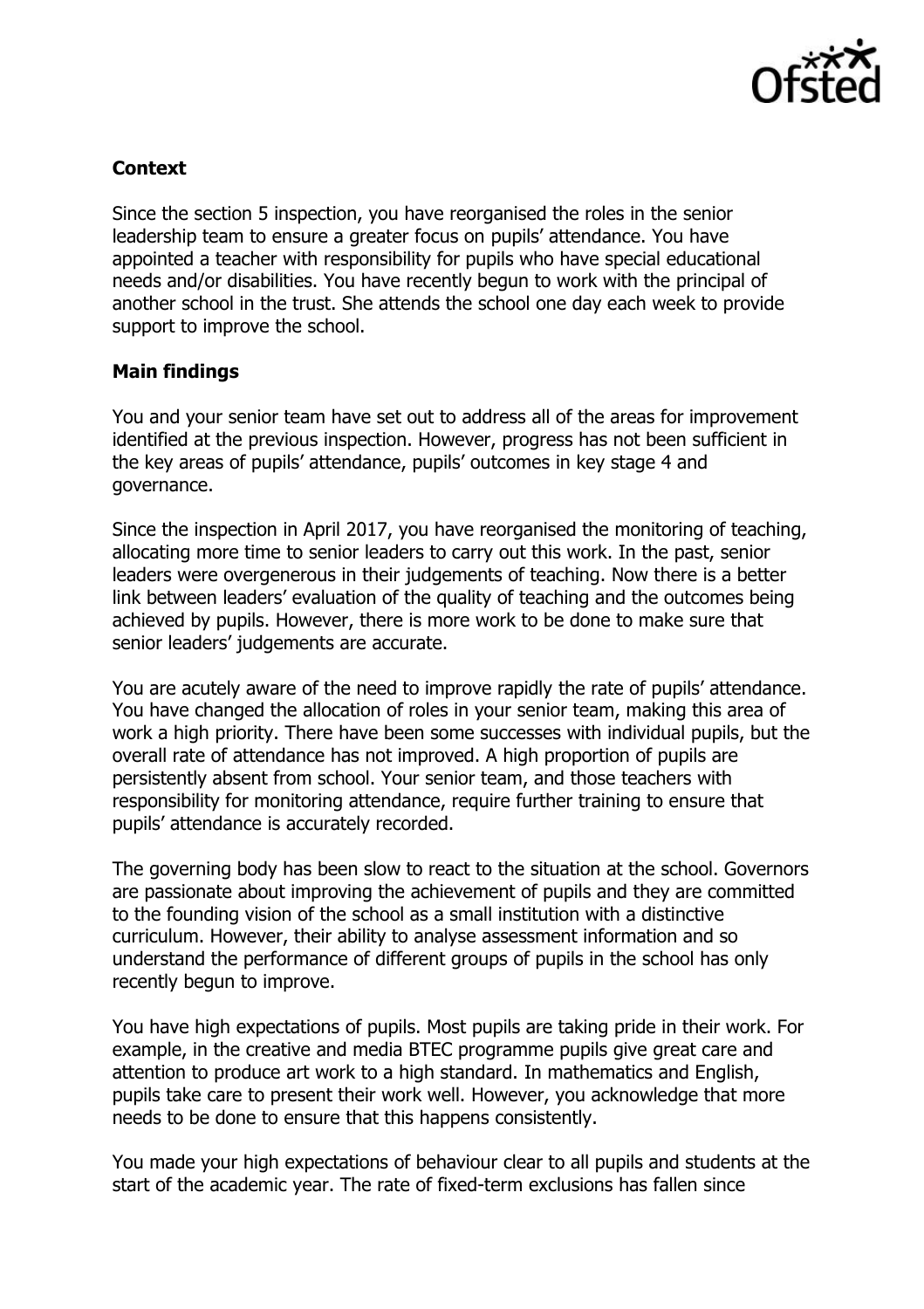## Context

Since the section 5 inspection, you have reorganised the roles in the senior leadership team to ensure a greater focus on pupils' attendance. You have appointed a teacher with responsibility for pupils who have special educational needs and/or disabilities. You have recently begun to work with the principal of another school in the trust. She attends the school one day each week to provide support to improve the school.

## Main findings

You and your senior team have set out to address all of the areas for improvement identified at the previous inspection. However, progress has not been sufficient in the key areas of pupils' attendance, pupils' outcomes in key stage 4 and governance.

Since the inspection in April 2017, you have reorganised the monitoring of teaching, allocating more time to senior leaders to carry out this work. In the past, senior leaders were overgenerous in their judgements of teaching. Now there is a better link between leaders' evaluation of the quality of teaching and the outcomes being achieved by pupils. However, there is more work to be done to make sure that senior leaders' judgements are accurate.

You are acutely aware of the need to improve rapidly the rate of pupils' attendance. You have changed the allocation of roles in your senior team, making this area of work a high priority. There have been some successes with individual pupils, but the overall rate of attendance has not improved. A high proportion of pupils are persistently absent from school. Your senior team, and those teachers with responsibility for monitoring attendance, require further training to ensure that pupils' attendance is accurately recorded.

The governing body has been slow to react to the situation at the school. Governors are passionate about improving the achievement of pupils and they are committed to the founding vision of the school as a small institution with a distinctive curriculum. However, their ability to analyse assessment information and so understand the performance of different groups of pupils in the school has only recently begun to improve.

You have high expectations of pupils. Most pupils are taking pride in their work. For example, in the creative and media BTEC programme pupils give great care and attention to produce art work to a high standard. In mathematics and English, pupils take care to present their work well. However, you acknowledge that more needs to be done to ensure that this happens consistently.

You made your high expectations of behaviour clear to all pupils and students at the start of the academic year. The rate of fixed-term exclusions has fallen since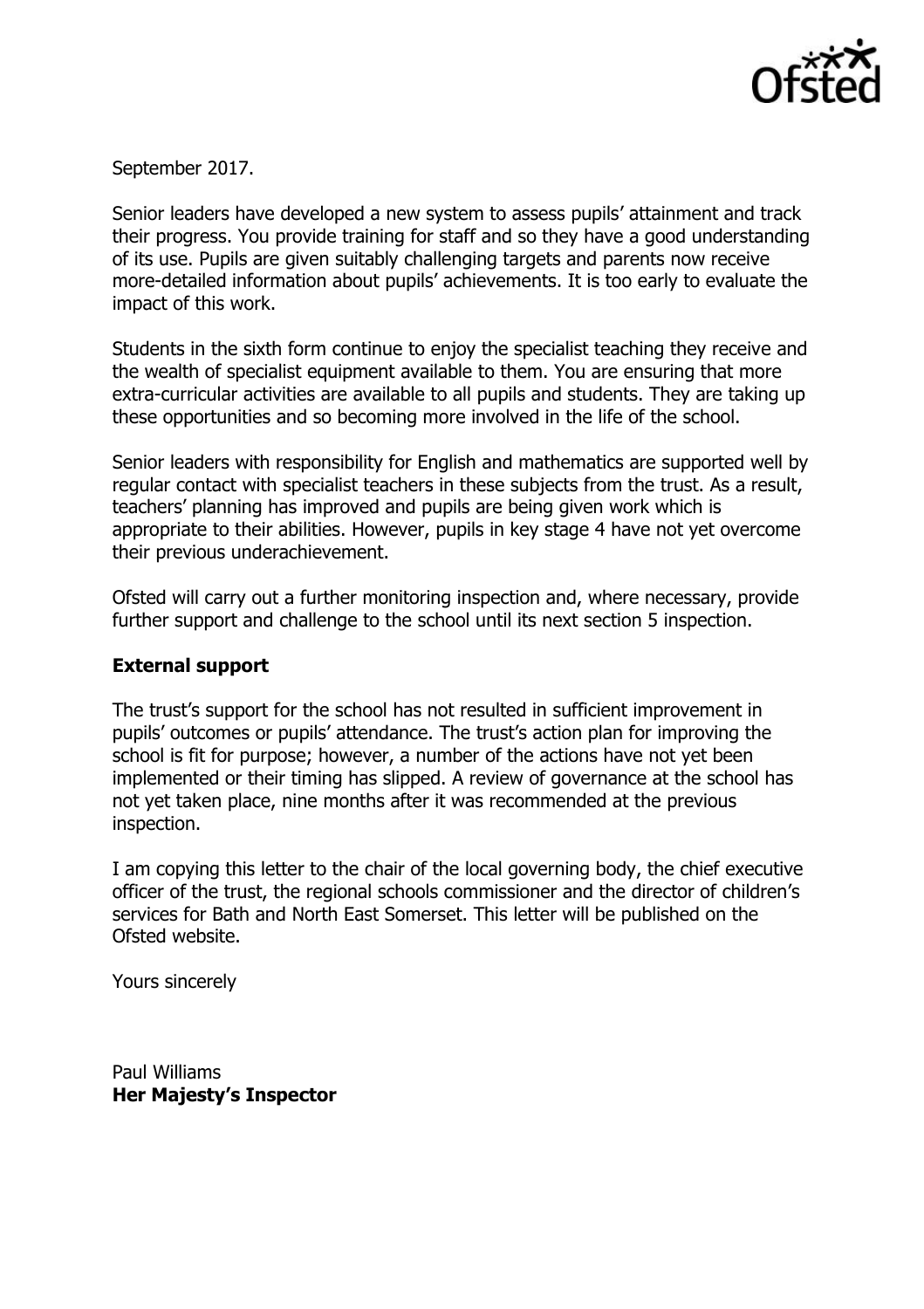September 2017.

Senior leaders have developed a new system to assess pupils' attainment and track their progress. You provide training for staff and so they have a good understanding of its use. Pupils are given suitably challenging targets and parents now receive more-detailed information about pupils' achievements. It is too early to evaluate the impact of this work.

Students in the sixth form continue to enjoy the specialist teaching they receive and the wealth of specialist equipment available to them. You are ensuring that more extra-curricular activities are available to all pupils and students. They are taking up these opportunities and so becoming more involved in the life of the school.

Senior leaders with responsibility for English and mathematics are supported well by regular contact with specialist teachers in these subjects from the trust. As a result, teachers' planning has improved and pupils are being given work which is appropriate to their abilities. However, pupils in key stage 4 have not yet overcome their previous underachievement.

Ofsted will carry out a further monitoring inspection and, where necessary, provide further support and challenge to the school until its next section 5 inspection.

### External support

The trust's support for the school has not resulted in sufficient improvement in pupils' outcomes or pupils' attendance. The trust's action plan for improving the school is fit for purpose; however, a number of the actions have not yet been implemented or their timing has slipped. A review of governance at the school has not yet taken place, nine months after it was recommended at the previous inspection.

I am copying this letter to the chair of the local governing body, the chief executive officer of the trust, the regional schools commissioner and the director of children's services for Bath and North East Somerset. This letter will be published on the Ofsted website.

Yours sincerely

Paul Williams
**Her Majesty's Inspector**